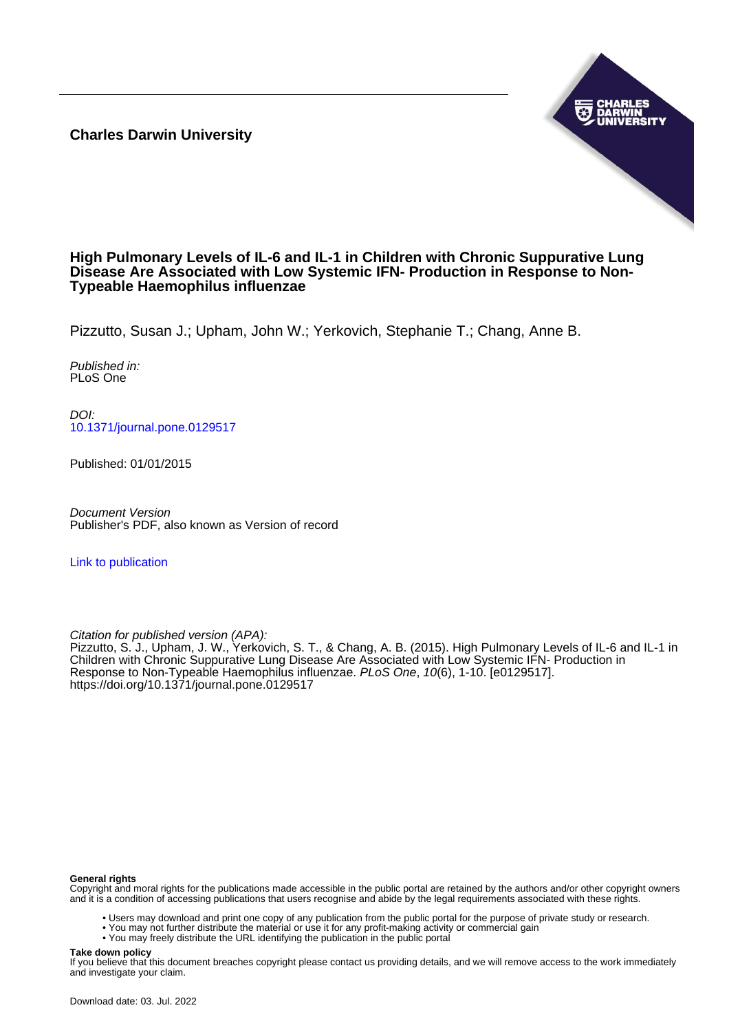Charles Darwin University

# High Pulmonary Levels of IL-6 and IL-1 in Children with Chronic Suppurative Lung Disease Are Associated with Low Systemic IFN- Production in Response to Non-Typeable Haemophilus influenzae

Pizzutto, Susan J.; Upham, John W.; Yerkovich, Stephanie T.; Chang, Anne B.

*Published in:*
PLoS One

*DOI:*
[10.1371/journal.pone.0129517](https://doi.org/10.1371/journal.pone.0129517)

Published: 01/01/2015

*Document Version*
Publisher's PDF, also known as Version of record

Link to publication

*Citation for published version (APA):*
Pizzutto, S. J., Upham, J. W., Yerkovich, S. T., & Chang, A. B. (2015). High Pulmonary Levels of IL-6 and IL-1 in Children with Chronic Suppurative Lung Disease Are Associated with Low Systemic IFN- Production in Response to Non-Typeable Haemophilus influenzae. *PLoS One*, *10*(6), 1-10. [e0129517]. https://doi.org/10.1371/journal.pone.0129517

**General rights**
Copyright and moral rights for the publications made accessible in the public portal are retained by the authors and/or other copyright owners and it is a condition of accessing publications that users recognise and abide by the legal requirements associated with these rights.

- Users may download and print one copy of any publication from the public portal for the purpose of private study or research.
- You may not further distribute the material or use it for any profit-making activity or commercial gain
- You may freely distribute the URL identifying the publication in the public portal

**Take down policy**
If you believe that this document breaches copyright please contact us providing details, and we will remove access to the work immediately and investigate your claim.

Download date: 03. Jul. 2022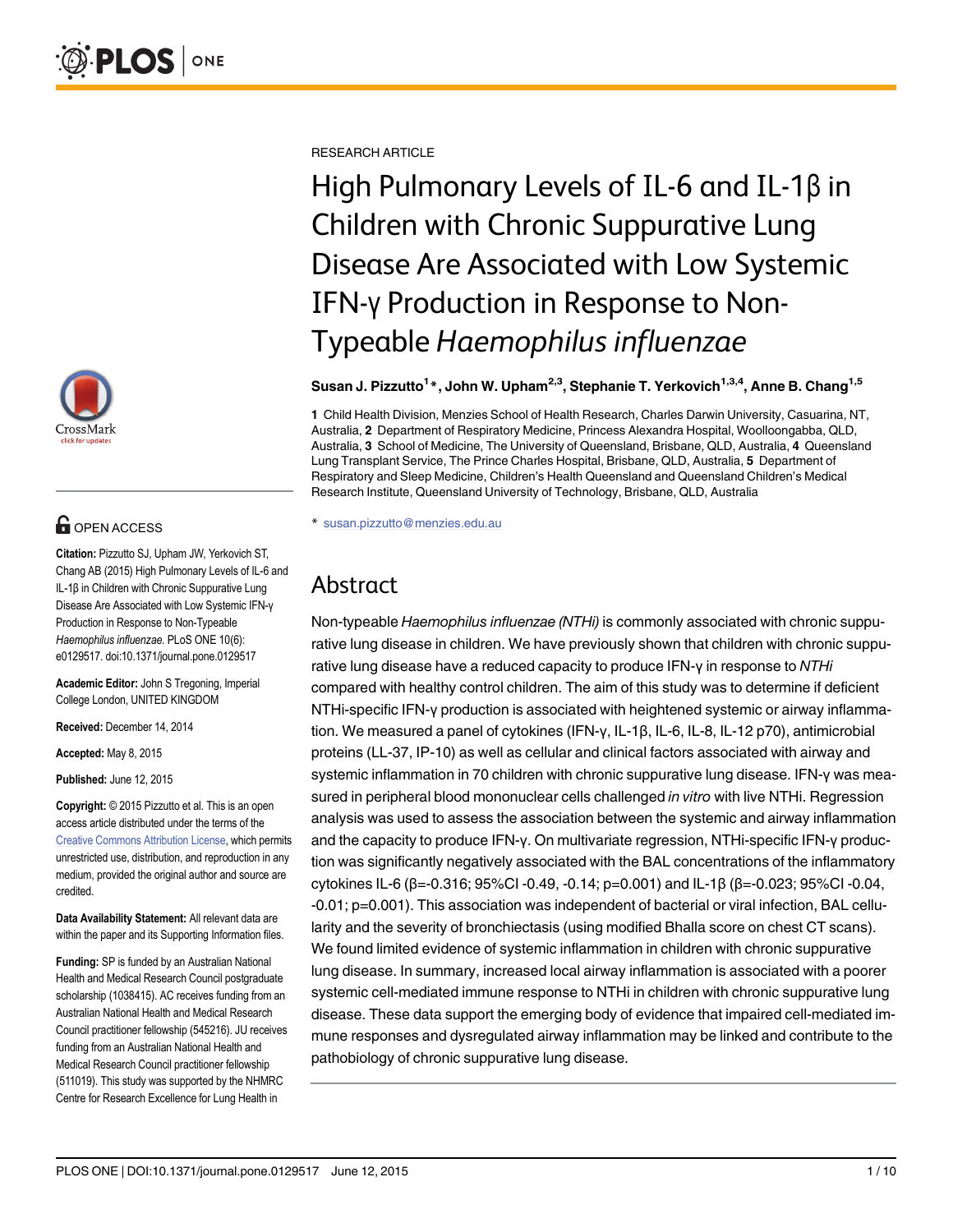RESEARCH ARTICLE

# High Pulmonary Levels of IL-6 and IL-1β in Children with Chronic Suppurative Lung Disease Are Associated with Low Systemic IFN-γ Production in Response to Non-Typeable *Haemophilus influenzae*

**Susan J. Pizzutto[1]*, John W. Upham[2,3], Stephanie T. Yerkovich[1,3,4], Anne B. Chang[1,5]**

**1** Child Health Division, Menzies School of Health Research, Charles Darwin University, Casuarina, NT, Australia, **2** Department of Respiratory Medicine, Princess Alexandra Hospital, Woolloongabba, QLD, Australia, **3** School of Medicine, The University of Queensland, Brisbane, QLD, Australia, **4** Queensland Lung Transplant Service, The Prince Charles Hospital, Brisbane, QLD, Australia, **5** Department of Respiratory and Sleep Medicine, Children's Health Queensland and Queensland Children's Medical Research Institute, Queensland University of Technology, Brisbane, QLD, Australia

* susan.pizzutto@menzies.edu.au

OPEN ACCESS

**Citation:** Pizzutto SJ, Upham JW, Yerkovich ST, Chang AB (2015) High Pulmonary Levels of IL-6 and IL-1β in Children with Chronic Suppurative Lung Disease Are Associated with Low Systemic IFN-γ Production in Response to Non-Typeable *Haemophilus influenzae*. PLoS ONE 10(6): e0129517. doi:10.1371/journal.pone.0129517

**Academic Editor:** John S Tregoning, Imperial College London, UNITED KINGDOM

**Received:** December 14, 2014

**Accepted:** May 8, 2015

**Published:** June 12, 2015

**Copyright:** © 2015 Pizzutto et al. This is an open access article distributed under the terms of the Creative Commons Attribution License, which permits unrestricted use, distribution, and reproduction in any medium, provided the original author and source are credited.

**Data Availability Statement:** All relevant data are within the paper and its Supporting Information files.

**Funding:** SP is funded by an Australian National Health and Medical Research Council postgraduate scholarship (1038415). AC receives funding from an Australian National Health and Medical Research Council practitioner fellowship (545216). JU receives funding from an Australian National Health and Medical Research Council practitioner fellowship (511019). This study was supported by the NHMRC Centre for Research Excellence for Lung Health in

## Abstract

Non-typeable *Haemophilus influenzae (NTHi)* is commonly associated with chronic suppurative lung disease in children. We have previously shown that children with chronic suppurative lung disease have a reduced capacity to produce IFN-γ in response to *NTHi* compared with healthy control children. The aim of this study was to determine if deficient NTHi-specific IFN-γ production is associated with heightened systemic or airway inflammation. We measured a panel of cytokines (IFN-γ, IL-1β, IL-6, IL-8, IL-12 p70), antimicrobial proteins (LL-37, IP-10) as well as cellular and clinical factors associated with airway and systemic inflammation in 70 children with chronic suppurative lung disease. IFN-γ was measured in peripheral blood mononuclear cells challenged *in vitro* with live NTHi. Regression analysis was used to assess the association between the systemic and airway inflammation and the capacity to produce IFN-γ. On multivariate regression, NTHi-specific IFN-γ production was significantly negatively associated with the BAL concentrations of the inflammatory cytokines IL-6 (β=-0.316; 95%CI -0.49, -0.14; p=0.001) and IL-1β (β=-0.023; 95%CI -0.04, -0.01; p=0.001). This association was independent of bacterial or viral infection, BAL cellularity and the severity of bronchiectasis (using modified Bhalla score on chest CT scans). We found limited evidence of systemic inflammation in children with chronic suppurative lung disease. In summary, increased local airway inflammation is associated with a poorer systemic cell-mediated immune response to NTHi in children with chronic suppurative lung disease. These data support the emerging body of evidence that impaired cell-mediated immune responses and dysregulated airway inflammation may be linked and contribute to the pathobiology of chronic suppurative lung disease.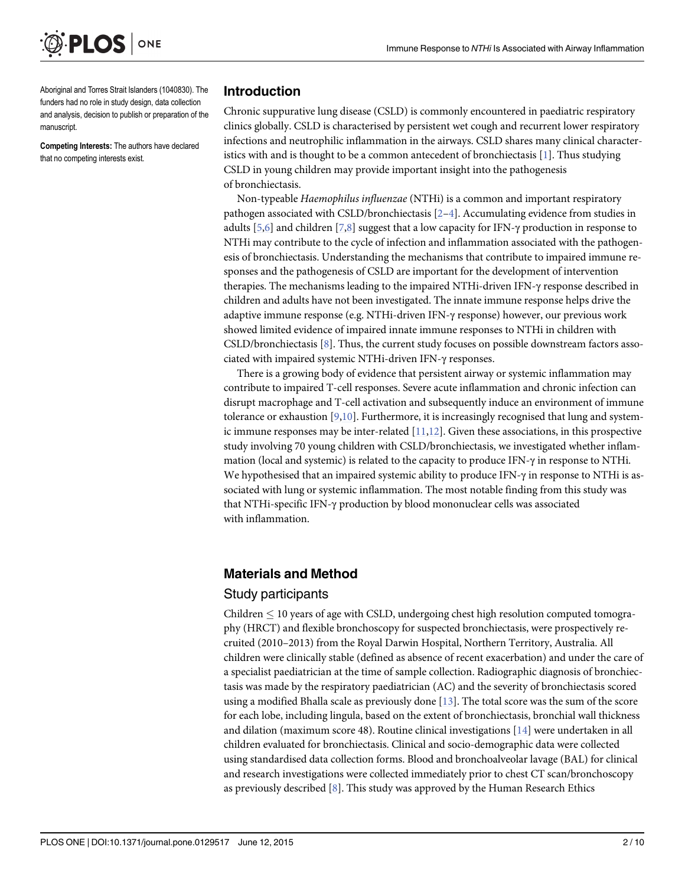Aboriginal and Torres Strait Islanders (1040830). The funders had no role in study design, data collection and analysis, decision to publish or preparation of the manuscript.

**Competing Interests:** The authors have declared that no competing interests exist.

## Introduction

Chronic suppurative lung disease (CSLD) is commonly encountered in paediatric respiratory clinics globally. CSLD is characterised by persistent wet cough and recurrent lower respiratory infections and neutrophilic inflammation in the airways. CSLD shares many clinical characteristics with and is thought to be a common antecedent of bronchiectasis [1]. Thus studying CSLD in young children may provide important insight into the pathogenesis of bronchiectasis.

Non-typeable *Haemophilus influenzae* (NTHi) is a common and important respiratory pathogen associated with CSLD/bronchiectasis [2–4]. Accumulating evidence from studies in adults [5,6] and children [7,8] suggest that a low capacity for IFN-γ production in response to NTHi may contribute to the cycle of infection and inflammation associated with the pathogenesis of bronchiectasis. Understanding the mechanisms that contribute to impaired immune responses and the pathogenesis of CSLD are important for the development of intervention therapies. The mechanisms leading to the impaired NTHi-driven IFN-γ response described in children and adults have not been investigated. The innate immune response helps drive the adaptive immune response (e.g. NTHi-driven IFN-γ response) however, our previous work showed limited evidence of impaired innate immune responses to NTHi in children with CSLD/bronchiectasis [8]. Thus, the current study focuses on possible downstream factors associated with impaired systemic NTHi-driven IFN-γ responses.

There is a growing body of evidence that persistent airway or systemic inflammation may contribute to impaired T-cell responses. Severe acute inflammation and chronic infection can disrupt macrophage and T-cell activation and subsequently induce an environment of immune tolerance or exhaustion [9,10]. Furthermore, it is increasingly recognised that lung and systemic immune responses may be inter-related [11,12]. Given these associations, in this prospective study involving 70 young children with CSLD/bronchiectasis, we investigated whether inflammation (local and systemic) is related to the capacity to produce IFN-γ in response to NTHi. We hypothesised that an impaired systemic ability to produce IFN-γ in response to NTHi is associated with lung or systemic inflammation. The most notable finding from this study was that NTHi-specific IFN-γ production by blood mononuclear cells was associated with inflammation.

## Materials and Method

### Study participants

Children ≤ 10 years of age with CSLD, undergoing chest high resolution computed tomography (HRCT) and flexible bronchoscopy for suspected bronchiectasis, were prospectively recruited (2010–2013) from the Royal Darwin Hospital, Northern Territory, Australia. All children were clinically stable (defined as absence of recent exacerbation) and under the care of a specialist paediatrician at the time of sample collection. Radiographic diagnosis of bronchiectasis was made by the respiratory paediatrician (AC) and the severity of bronchiectasis scored using a modified Bhalla scale as previously done [13]. The total score was the sum of the score for each lobe, including lingula, based on the extent of bronchiectasis, bronchial wall thickness and dilation (maximum score 48). Routine clinical investigations [14] were undertaken in all children evaluated for bronchiectasis. Clinical and socio-demographic data were collected using standardised data collection forms. Blood and bronchoalveolar lavage (BAL) for clinical and research investigations were collected immediately prior to chest CT scan/bronchoscopy as previously described [8]. This study was approved by the Human Research Ethics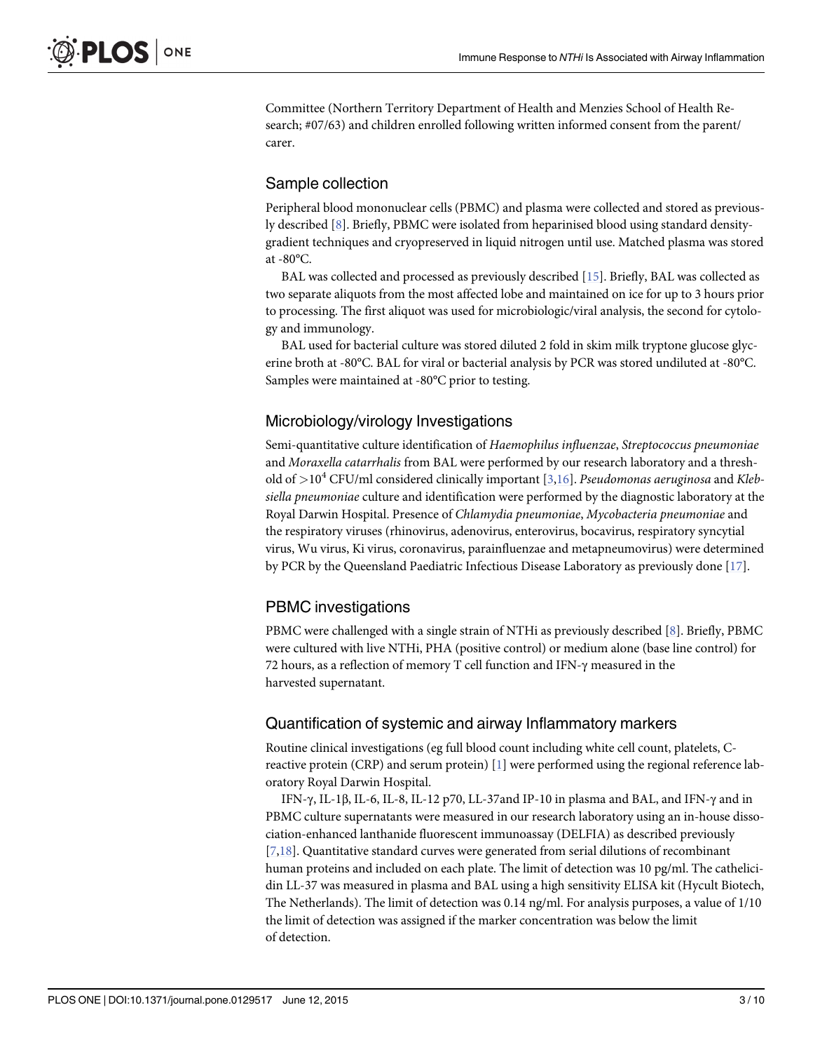Committee (Northern Territory Department of Health and Menzies School of Health Research; #07/63) and children enrolled following written informed consent from the parent/carer.

## Sample collection

Peripheral blood mononuclear cells (PBMC) and plasma were collected and stored as previously described [8]. Briefly, PBMC were isolated from heparinised blood using standard density-gradient techniques and cryopreserved in liquid nitrogen until use. Matched plasma was stored at -80°C.

BAL was collected and processed as previously described [15]. Briefly, BAL was collected as two separate aliquots from the most affected lobe and maintained on ice for up to 3 hours prior to processing. The first aliquot was used for microbiologic/viral analysis, the second for cytology and immunology.

BAL used for bacterial culture was stored diluted 2 fold in skim milk tryptone glucose glycerine broth at -80°C. BAL for viral or bacterial analysis by PCR was stored undiluted at -80°C. Samples were maintained at -80°C prior to testing.

## Microbiology/virology Investigations

Semi-quantitative culture identification of *Haemophilus influenzae*, *Streptococcus pneumoniae* and *Moraxella catarrhalis* from BAL were performed by our research laboratory and a threshold of $>10^4$ CFU/ml considered clinically important [3,16]. *Pseudomonas aeruginosa* and *Klebsiella pneumoniae* culture and identification were performed by the diagnostic laboratory at the Royal Darwin Hospital. Presence of *Chlamydia pneumoniae*, *Mycobacteria pneumoniae* and the respiratory viruses (rhinovirus, adenovirus, enterovirus, bocavirus, respiratory syncytial virus, Wu virus, Ki virus, coronavirus, parainfluenzae and metapneumovirus) were determined by PCR by the Queensland Paediatric Infectious Disease Laboratory as previously done [17].

## PBMC investigations

PBMC were challenged with a single strain of NTHi as previously described [8]. Briefly, PBMC were cultured with live NTHi, PHA (positive control) or medium alone (base line control) for 72 hours, as a reflection of memory T cell function and IFN-γ measured in the harvested supernatant.

## Quantification of systemic and airway Inflammatory markers

Routine clinical investigations (eg full blood count including white cell count, platelets, C-reactive protein (CRP) and serum protein) [1] were performed using the regional reference laboratory Royal Darwin Hospital.

IFN-γ, IL-1β, IL-6, IL-8, IL-12 p70, LL-37and IP-10 in plasma and BAL, and IFN-γ and in PBMC culture supernatants were measured in our research laboratory using an in-house dissociation-enhanced lanthanide fluorescent immunoassay (DELFIA) as described previously [7,18]. Quantitative standard curves were generated from serial dilutions of recombinant human proteins and included on each plate. The limit of detection was 10 pg/ml. The cathelicidin LL-37 was measured in plasma and BAL using a high sensitivity ELISA kit (Hycult Biotech, The Netherlands). The limit of detection was 0.14 ng/ml. For analysis purposes, a value of 1/10 the limit of detection was assigned if the marker concentration was below the limit of detection.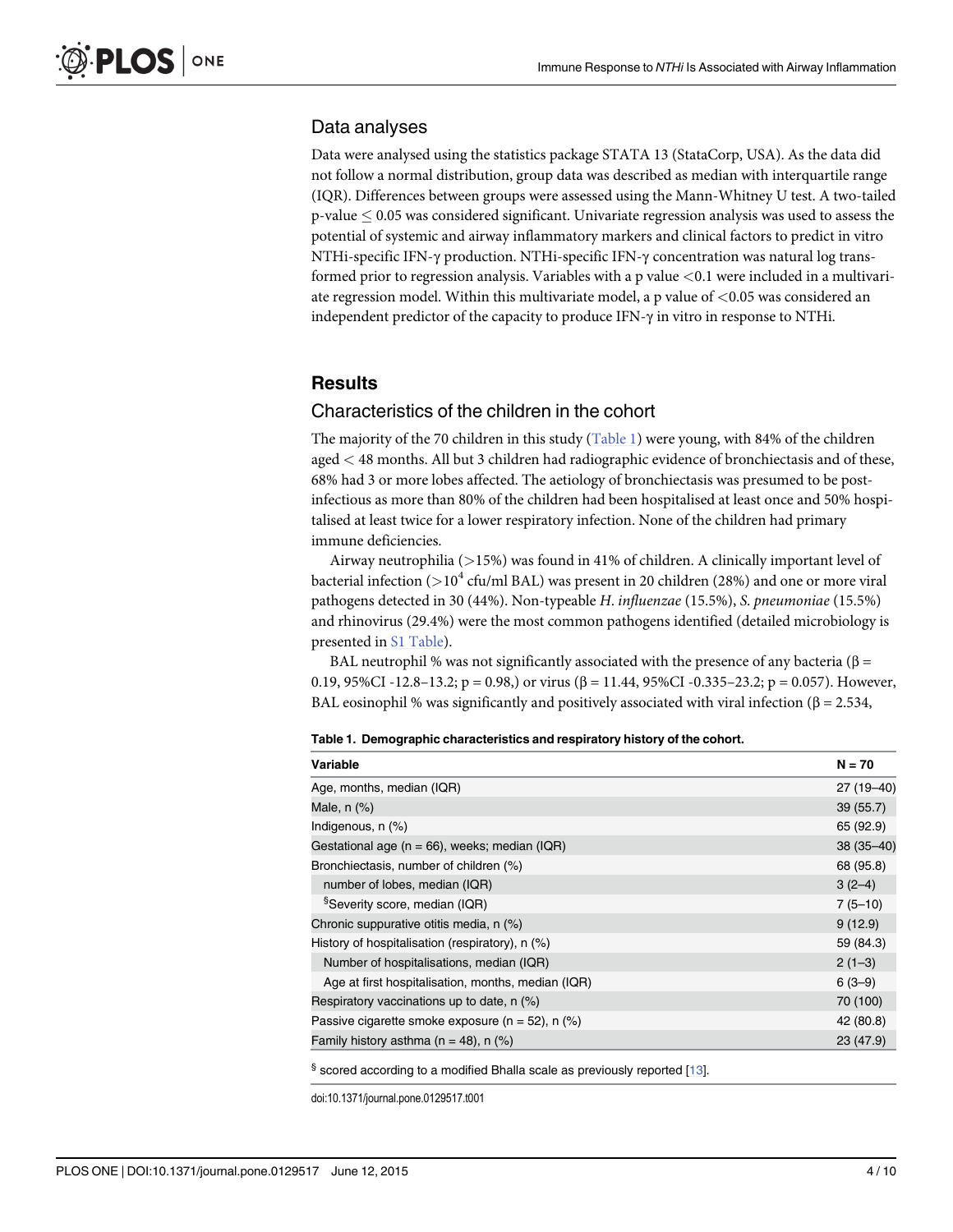## Data analyses

Data were analysed using the statistics package STATA 13 (StataCorp, USA). As the data did not follow a normal distribution, group data was described as median with interquartile range (IQR). Differences between groups were assessed using the Mann-Whitney U test. A two-tailed p-value $\leq 0.05$ was considered significant. Univariate regression analysis was used to assess the potential of systemic and airway inflammatory markers and clinical factors to predict in vitro NTHi-specific IFN-γ production. NTHi-specific IFN-γ concentration was natural log transformed prior to regression analysis. Variables with a p value $<0.1$ were included in a multivariate regression model. Within this multivariate model, a p value of $<0.05$ was considered an independent predictor of the capacity to produce IFN-γ in vitro in response to NTHi.

## Results

### Characteristics of the children in the cohort

The majority of the 70 children in this study (Table 1) were young, with 84% of the children aged < 48 months. All but 3 children had radiographic evidence of bronchiectasis and of these, 68% had 3 or more lobes affected. The aetiology of bronchiectasis was presumed to be post-infectious as more than 80% of the children had been hospitalised at least once and 50% hospitalised at least twice for a lower respiratory infection. None of the children had primary immune deficiencies.

Airway neutrophilia (>15%) was found in 41% of children. A clinically important level of bacterial infection ($>10^4$ cfu/ml BAL) was present in 20 children (28%) and one or more viral pathogens detected in 30 (44%). Non-typeable *H. influenzae* (15.5%), *S. pneumoniae* (15.5%) and rhinovirus (29.4%) were the most common pathogens identified (detailed microbiology is presented in S1 Table).

BAL neutrophil % was not significantly associated with the presence of any bacteria ($\beta$ = 0.19, 95%CI -12.8–13.2; p = 0.98,) or virus ($\beta$ = 11.44, 95%CI -0.335–23.2; p = 0.057). However, BAL eosinophil % was significantly and positively associated with viral infection ($\beta$ = 2.534,

**Table 1. Demographic characteristics and respiratory history of the cohort.**

| Variable | N = 70 |
|---|---|
| Age, months, median (IQR) | 27 (19–40) |
| Male, n (%) | 39 (55.7) |
| Indigenous, n (%) | 65 (92.9) |
| Gestational age (n = 66), weeks; median (IQR) | 38 (35–40) |
| Bronchiectasis, number of children (%) | 68 (95.8) |
| number of lobes, median (IQR) | 3 (2–4) |
| §Severity score, median (IQR) | 7 (5–10) |
| Chronic suppurative otitis media, n (%) | 9 (12.9) |
| History of hospitalisation (respiratory), n (%) | 59 (84.3) |
| Number of hospitalisations, median (IQR) | 2 (1–3) |
| Age at first hospitalisation, months, median (IQR) | 6 (3–9) |
| Respiratory vaccinations up to date, n (%) | 70 (100) |
| Passive cigarette smoke exposure (n = 52), n (%) | 42 (80.8) |
| Family history asthma (n = 48), n (%) | 23 (47.9) |

§ scored according to a modified Bhalla scale as previously reported [13].

doi:10.1371/journal.pone.0129517.t001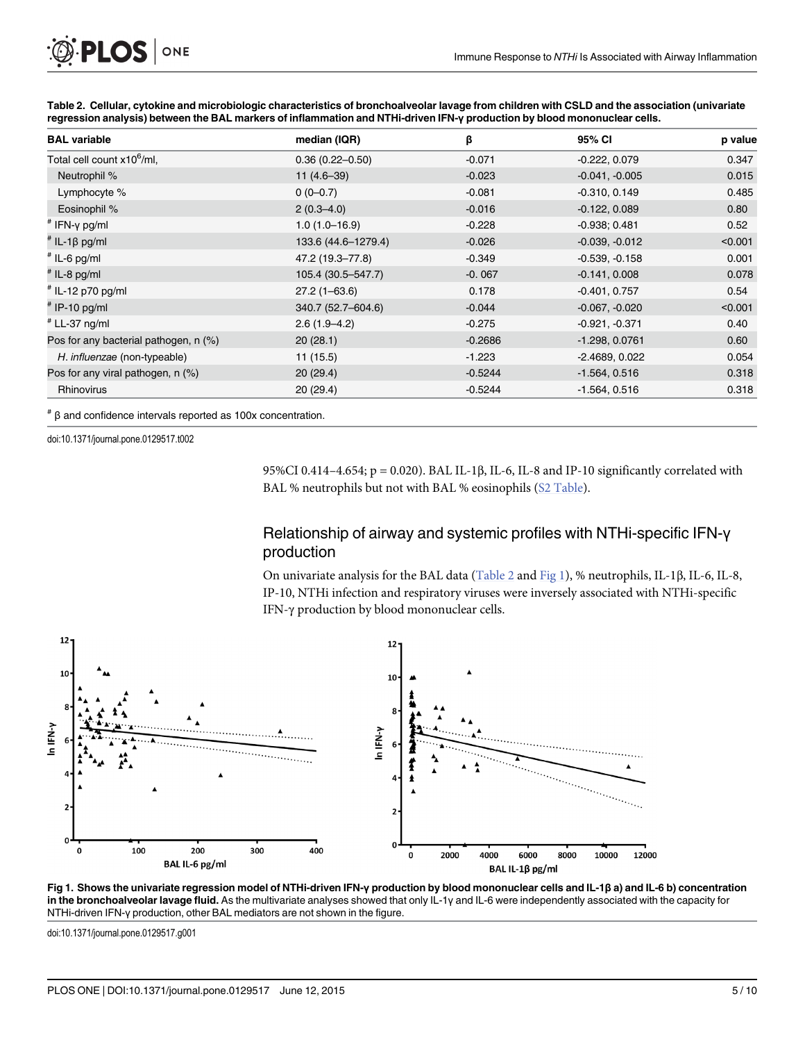**Table 2. Cellular, cytokine and microbiologic characteristics of bronchoalveolar lavage from children with CSLD and the association (univariate regression analysis) between the BAL markers of inflammation and NTHi-driven IFN-γ production by blood mononuclear cells.**

| BAL variable | median (IQR) | β | 95% CI | p value |
|---|---|---|---|---|
| Total cell count x10$^6$/ml, | 0.36 (0.22–0.50) | -0.071 | -0.222, 0.079 | 0.347 |
| Neutrophil % | 11 (4.6–39) | -0.023 | -0.041, -0.005 | 0.015 |
| Lymphocyte % | 0 (0–0.7) | -0.081 | -0.310, 0.149 | 0.485 |
| Eosinophil % | 2 (0.3–4.0) | -0.016 | -0.122, 0.089 | 0.80 |
| # IFN-γ pg/ml | 1.0 (1.0–16.9) | -0.228 | -0.938; 0.481 | 0.52 |
| # IL-1β pg/ml | 133.6 (44.6–1279.4) | -0.026 | -0.039, -0.012 | <0.001 |
| # IL-6 pg/ml | 47.2 (19.3–77.8) | -0.349 | -0.539, -0.158 | 0.001 |
| # IL-8 pg/ml | 105.4 (30.5–547.7) | -0. 067 | -0.141, 0.008 | 0.078 |
| # IL-12 p70 pg/ml | 27.2 (1–63.6) | 0.178 | -0.401, 0.757 | 0.54 |
| # IP-10 pg/ml | 340.7 (52.7–604.6) | -0.044 | -0.067, -0.020 | <0.001 |
| # LL-37 ng/ml | 2.6 (1.9–4.2) | -0.275 | -0.921, -0.371 | 0.40 |
| Pos for any bacterial pathogen, n (%) | 20 (28.1) | -0.2686 | -1.298, 0.0761 | 0.60 |
| *H. influenzae* (non-typeable) | 11 (15.5) | -1.223 | -2.4689, 0.022 | 0.054 |
| Pos for any viral pathogen, n (%) | 20 (29.4) | -0.5244 | -1.564, 0.516 | 0.318 |
| Rhinovirus | 20 (29.4) | -0.5244 | -1.564, 0.516 | 0.318 |

# β and confidence intervals reported as 100x concentration.

doi:10.1371/journal.pone.0129517.t002

95%CI 0.414–4.654; p = 0.020). BAL IL-1β, IL-6, IL-8 and IP-10 significantly correlated with BAL % neutrophils but not with BAL % eosinophils (S2 Table).

## Relationship of airway and systemic profiles with NTHi-specific IFN-γ production

On univariate analysis for the BAL data (Table 2 and Fig 1), % neutrophils, IL-1β, IL-6, IL-8, IP-10, NTHi infection and respiratory viruses were inversely associated with NTHi-specific IFN-γ production by blood mononuclear cells.

**Fig 1. Shows the univariate regression model of NTHi-driven IFN-γ production by blood mononuclear cells and IL-1β a) and IL-6 b) concentration in the bronchoalveolar lavage fluid.** As the multivariate analyses showed that only IL-1γ and IL-6 were independently associated with the capacity for NTHi-driven IFN-γ production, other BAL mediators are not shown in the figure.

doi:10.1371/journal.pone.0129517.g001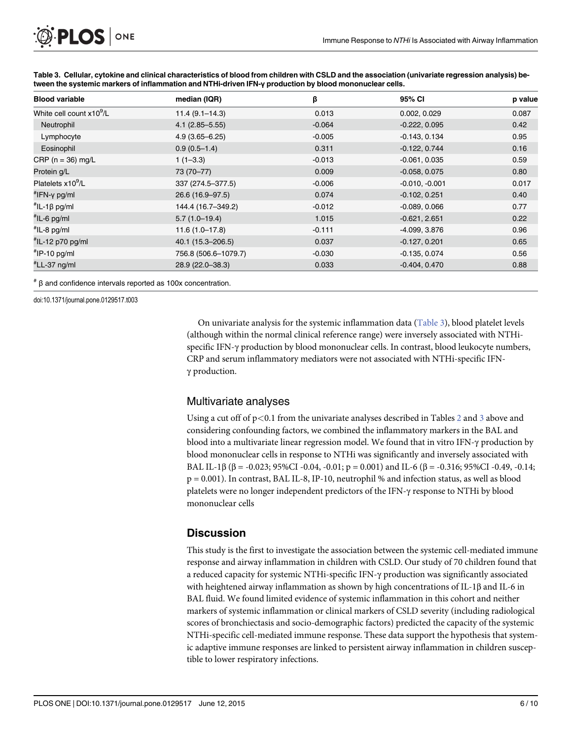**Table 3. Cellular, cytokine and clinical characteristics of blood from children with CSLD and the association (univariate regression analysis) between the systemic markers of inflammation and NTHi-driven IFN-γ production by blood mononuclear cells.**

| Blood variable | median (IQR) | β | 95% CI | p value |
| --- | --- | --- | --- | --- |
| White cell count x10$^9$/L | 11.4 (9.1–14.3) | 0.013 | 0.002, 0.029 | 0.087 |
| Neutrophil | 4.1 (2.85–5.55) | -0.064 | -0.222, 0.095 | 0.42 |
| Lymphocyte | 4.9 (3.65–6.25) | -0.005 | -0.143, 0.134 | 0.95 |
| Eosinophil | 0.9 (0.5–1.4) | 0.311 | -0.122, 0.744 | 0.16 |
| CRP (n = 36) mg/L | 1 (1–3.3) | -0.013 | -0.061, 0.035 | 0.59 |
| Protein g/L | 73 (70–77) | 0.009 | -0.058, 0.075 | 0.80 |
| Platelets x10$^9$/L | 337 (274.5–377.5) | -0.006 | -0.010, -0.001 | 0.017 |
| #IFN-γ pg/ml | 26.6 (16.9–97.5) | 0.074 | -0.102, 0.251 | 0.40 |
| #IL-1β pg/ml | 144.4 (16.7–349.2) | -0.012 | -0.089, 0.066 | 0.77 |
| #IL-6 pg/ml | 5.7 (1.0–19.4) | 1.015 | -0.621, 2.651 | 0.22 |
| #IL-8 pg/ml | 11.6 (1.0–17.8) | -0.111 | -4.099, 3.876 | 0.96 |
| #IL-12 p70 pg/ml | 40.1 (15.3–206.5) | 0.037 | -0.127, 0.201 | 0.65 |
| #IP-10 pg/ml | 756.8 (506.6–1079.7) | -0.030 | -0.135, 0.074 | 0.56 |
| #LL-37 ng/ml | 28.9 (22.0–38.3) | 0.033 | -0.404, 0.470 | 0.88 |

# β and confidence intervals reported as 100x concentration.

doi:10.1371/journal.pone.0129517.t003

On univariate analysis for the systemic inflammation data (Table 3), blood platelet levels (although within the normal clinical reference range) were inversely associated with NTHi-specific IFN-γ production by blood mononuclear cells. In contrast, blood leukocyte numbers, CRP and serum inflammatory mediators were not associated with NTHi-specific IFN-γ production.

## Multivariate analyses

Using a cut off of $p<0.1$ from the univariate analyses described in Tables 2 and 3 above and considering confounding factors, we combined the inflammatory markers in the BAL and blood into a multivariate linear regression model. We found that in vitro IFN-γ production by blood mononuclear cells in response to NTHi was significantly and inversely associated with BAL IL-1β (β = -0.023; 95%CI -0.04, -0.01; p = 0.001) and IL-6 (β = -0.316; 95%CI -0.49, -0.14; p = 0.001). In contrast, BAL IL-8, IP-10, neutrophil % and infection status, as well as blood platelets were no longer independent predictors of the IFN-γ response to NTHi by blood mononuclear cells

## Discussion

This study is the first to investigate the association between the systemic cell-mediated immune response and airway inflammation in children with CSLD. Our study of 70 children found that a reduced capacity for systemic NTHi-specific IFN-γ production was significantly associated with heightened airway inflammation as shown by high concentrations of IL-1β and IL-6 in BAL fluid. We found limited evidence of systemic inflammation in this cohort and neither markers of systemic inflammation or clinical markers of CSLD severity (including radiological scores of bronchiectasis and socio-demographic factors) predicted the capacity of the systemic NTHi-specific cell-mediated immune response. These data support the hypothesis that systemic adaptive immune responses are linked to persistent airway inflammation in children susceptible to lower respiratory infections.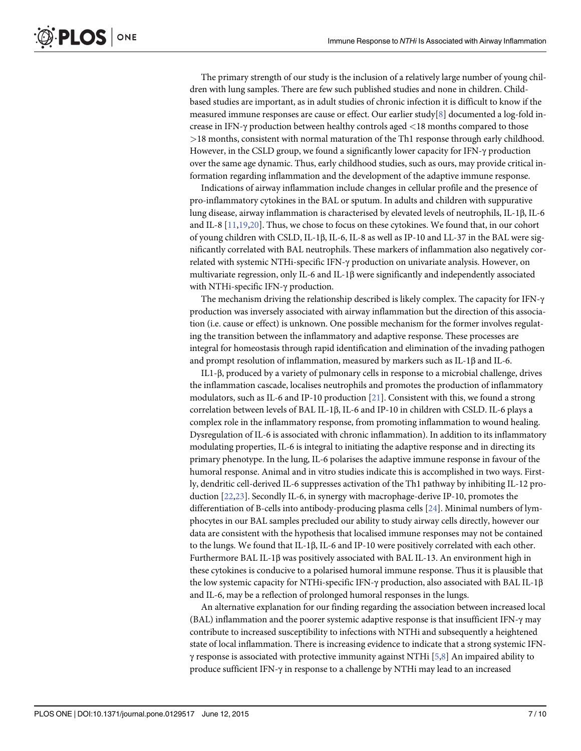The primary strength of our study is the inclusion of a relatively large number of young children with lung samples. There are few such published studies and none in children. Child-based studies are important, as in adult studies of chronic infection it is difficult to know if the measured immune responses are cause or effect. Our earlier study[8] documented a log-fold increase in IFN-γ production between healthy controls aged <18 months compared to those >18 months, consistent with normal maturation of the Th1 response through early childhood. However, in the CSLD group, we found a significantly lower capacity for IFN-γ production over the same age dynamic. Thus, early childhood studies, such as ours, may provide critical information regarding inflammation and the development of the adaptive immune response.

Indications of airway inflammation include changes in cellular profile and the presence of pro-inflammatory cytokines in the BAL or sputum. In adults and children with suppurative lung disease, airway inflammation is characterised by elevated levels of neutrophils, IL-1β, IL-6 and IL-8 [11,19,20]. Thus, we chose to focus on these cytokines. We found that, in our cohort of young children with CSLD, IL-1β, IL-6, IL-8 as well as IP-10 and LL-37 in the BAL were significantly correlated with BAL neutrophils. These markers of inflammation also negatively correlated with systemic NTHi-specific IFN-γ production on univariate analysis. However, on multivariate regression, only IL-6 and IL-1β were significantly and independently associated with NTHi-specific IFN-γ production.

The mechanism driving the relationship described is likely complex. The capacity for IFN-γ production was inversely associated with airway inflammation but the direction of this association (i.e. cause or effect) is unknown. One possible mechanism for the former involves regulating the transition between the inflammatory and adaptive response. These processes are integral for homeostasis through rapid identification and elimination of the invading pathogen and prompt resolution of inflammation, measured by markers such as IL-1β and IL-6.

IL1-β, produced by a variety of pulmonary cells in response to a microbial challenge, drives the inflammation cascade, localises neutrophils and promotes the production of inflammatory modulators, such as IL-6 and IP-10 production [21]. Consistent with this, we found a strong correlation between levels of BAL IL-1β, IL-6 and IP-10 in children with CSLD. IL-6 plays a complex role in the inflammatory response, from promoting inflammation to wound healing. Dysregulation of IL-6 is associated with chronic inflammation). In addition to its inflammatory modulating properties, IL-6 is integral to initiating the adaptive response and in directing its primary phenotype. In the lung, IL-6 polarises the adaptive immune response in favour of the humoral response. Animal and in vitro studies indicate this is accomplished in two ways. Firstly, dendritic cell-derived IL-6 suppresses activation of the Th1 pathway by inhibiting IL-12 production [22,23]. Secondly IL-6, in synergy with macrophage-derive IP-10, promotes the differentiation of B-cells into antibody-producing plasma cells [24]. Minimal numbers of lymphocytes in our BAL samples precluded our ability to study airway cells directly, however our data are consistent with the hypothesis that localised immune responses may not be contained to the lungs. We found that IL-1β, IL-6 and IP-10 were positively correlated with each other. Furthermore BAL IL-1β was positively associated with BAL IL-13. An environment high in these cytokines is conducive to a polarised humoral immune response. Thus it is plausible that the low systemic capacity for NTHi-specific IFN-γ production, also associated with BAL IL-1β and IL-6, may be a reflection of prolonged humoral responses in the lungs.

An alternative explanation for our finding regarding the association between increased local (BAL) inflammation and the poorer systemic adaptive response is that insufficient IFN-γ may contribute to increased susceptibility to infections with NTHi and subsequently a heightened state of local inflammation. There is increasing evidence to indicate that a strong systemic IFN-γ response is associated with protective immunity against NTHi [5,8] An impaired ability to produce sufficient IFN-γ in response to a challenge by NTHi may lead to an increased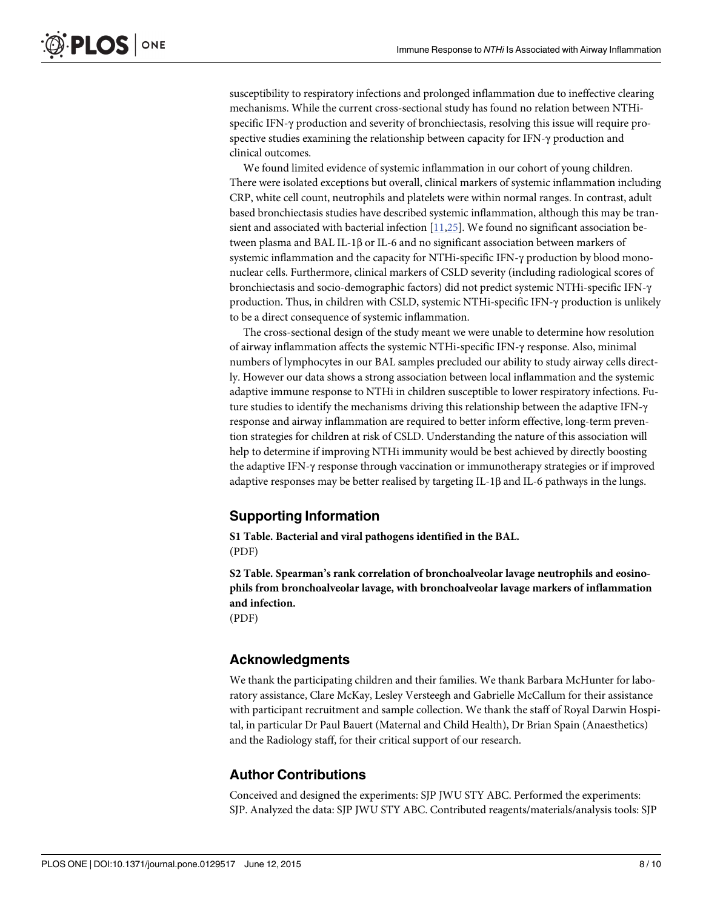susceptibility to respiratory infections and prolonged inflammation due to ineffective clearing mechanisms. While the current cross-sectional study has found no relation between NTHi-specific IFN-γ production and severity of bronchiectasis, resolving this issue will require prospective studies examining the relationship between capacity for IFN-γ production and clinical outcomes.

We found limited evidence of systemic inflammation in our cohort of young children. There were isolated exceptions but overall, clinical markers of systemic inflammation including CRP, white cell count, neutrophils and platelets were within normal ranges. In contrast, adult based bronchiectasis studies have described systemic inflammation, although this may be transient and associated with bacterial infection [11,25]. We found no significant association between plasma and BAL IL-1β or IL-6 and no significant association between markers of systemic inflammation and the capacity for NTHi-specific IFN-γ production by blood mononuclear cells. Furthermore, clinical markers of CSLD severity (including radiological scores of bronchiectasis and socio-demographic factors) did not predict systemic NTHi-specific IFN-γ production. Thus, in children with CSLD, systemic NTHi-specific IFN-γ production is unlikely to be a direct consequence of systemic inflammation.

The cross-sectional design of the study meant we were unable to determine how resolution of airway inflammation affects the systemic NTHi-specific IFN-γ response. Also, minimal numbers of lymphocytes in our BAL samples precluded our ability to study airway cells directly. However our data shows a strong association between local inflammation and the systemic adaptive immune response to NTHi in children susceptible to lower respiratory infections. Future studies to identify the mechanisms driving this relationship between the adaptive IFN-γ response and airway inflammation are required to better inform effective, long-term prevention strategies for children at risk of CSLD. Understanding the nature of this association will help to determine if improving NTHi immunity would be best achieved by directly boosting the adaptive IFN-γ response through vaccination or immunotherapy strategies or if improved adaptive responses may be better realised by targeting IL-1β and IL-6 pathways in the lungs.

## Supporting Information

**S1 Table. Bacterial and viral pathogens identified in the BAL.**
(PDF)

**S2 Table. Spearman's rank correlation of bronchoalveolar lavage neutrophils and eosinophils from bronchoalveolar lavage, with bronchoalveolar lavage markers of inflammation and infection.**
(PDF)

## Acknowledgments

We thank the participating children and their families. We thank Barbara McHunter for laboratory assistance, Clare McKay, Lesley Versteegh and Gabrielle McCallum for their assistance with participant recruitment and sample collection. We thank the staff of Royal Darwin Hospital, in particular Dr Paul Bauert (Maternal and Child Health), Dr Brian Spain (Anaesthetics) and the Radiology staff, for their critical support of our research.

## Author Contributions

Conceived and designed the experiments: SJP JWU STY ABC. Performed the experiments: SJP. Analyzed the data: SJP JWU STY ABC. Contributed reagents/materials/analysis tools: SJP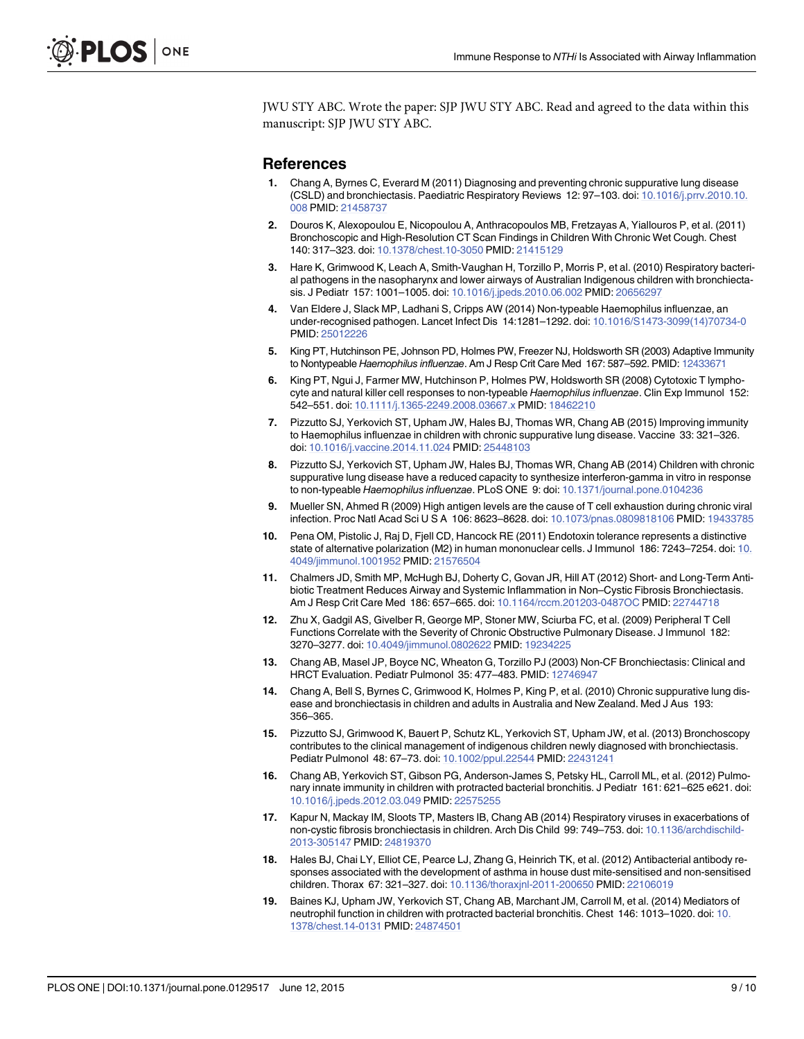JWU STY ABC. Wrote the paper: SJP JWU STY ABC. Read and agreed to the data within this manuscript: SJP JWU STY ABC.

## References

1. Chang A, Byrnes C, Everard M (2011) Diagnosing and preventing chronic suppurative lung disease (CSLD) and bronchiectasis. Paediatric Respiratory Reviews 12: 97–103. doi: 10.1016/j.prrv.2010.10.008 PMID: 21458737
2. Douros K, Alexopoulou E, Nicopoulou A, Anthracopoulos MB, Fretzayas A, Yiallouros P, et al. (2011) Bronchoscopic and High-Resolution CT Scan Findings in Children With Chronic Wet Cough. Chest 140: 317–323. doi: 10.1378/chest.10-3050 PMID: 21415129
3. Hare K, Grimwood K, Leach A, Smith-Vaughan H, Torzillo P, Morris P, et al. (2010) Respiratory bacterial pathogens in the nasopharynx and lower airways of Australian Indigenous children with bronchiectasis. J Pediatr 157: 1001–1005. doi: 10.1016/j.jpeds.2010.06.002 PMID: 20656297
4. Van Eldere J, Slack MP, Ladhani S, Cripps AW (2014) Non-typeable Haemophilus influenzae, an under-recognised pathogen. Lancet Infect Dis 14:1281–1292. doi: 10.1016/S1473-3099(14)70734-0 PMID: 25012226
5. King PT, Hutchinson PE, Johnson PD, Holmes PW, Freezer NJ, Holdsworth SR (2003) Adaptive Immunity to Nontypeable *Haemophilus influenzae*. Am J Resp Crit Care Med 167: 587–592. PMID: 12433671
6. King PT, Ngui J, Farmer MW, Hutchinson P, Holmes PW, Holdsworth SR (2008) Cytotoxic T lymphocyte and natural killer cell responses to non-typeable *Haemophilus influenzae*. Clin Exp Immunol 152: 542–551. doi: 10.1111/j.1365-2249.2008.03667.x PMID: 18462210
7. Pizzutto SJ, Yerkovich ST, Upham JW, Hales BJ, Thomas WR, Chang AB (2015) Improving immunity to Haemophilus influenzae in children with chronic suppurative lung disease. Vaccine 33: 321–326. doi: 10.1016/j.vaccine.2014.11.024 PMID: 25448103
8. Pizzutto SJ, Yerkovich ST, Upham JW, Hales BJ, Thomas WR, Chang AB (2014) Children with chronic suppurative lung disease have a reduced capacity to synthesize interferon-gamma in vitro in response to non-typeable *Haemophilus influenzae*. PLoS ONE 9: doi: 10.1371/journal.pone.0104236
9. Mueller SN, Ahmed R (2009) High antigen levels are the cause of T cell exhaustion during chronic viral infection. Proc Natl Acad Sci U S A 106: 8623–8628. doi: 10.1073/pnas.0809818106 PMID: 19433785
10. Pena OM, Pistolic J, Raj D, Fjell CD, Hancock RE (2011) Endotoxin tolerance represents a distinctive state of alternative polarization (M2) in human mononuclear cells. J Immunol 186: 7243–7254. doi: 10.4049/jimmunol.1001952 PMID: 21576504
11. Chalmers JD, Smith MP, McHugh BJ, Doherty C, Govan JR, Hill AT (2012) Short- and Long-Term Antibiotic Treatment Reduces Airway and Systemic Inflammation in Non–Cystic Fibrosis Bronchiectasis. Am J Resp Crit Care Med 186: 657–665. doi: 10.1164/rccm.201203-0487OC PMID: 22744718
12. Zhu X, Gadgil AS, Givelber R, George MP, Stoner MW, Sciurba FC, et al. (2009) Peripheral T Cell Functions Correlate with the Severity of Chronic Obstructive Pulmonary Disease. J Immunol 182: 3270–3277. doi: 10.4049/jimmunol.0802622 PMID: 19234225
13. Chang AB, Masel JP, Boyce NC, Wheaton G, Torzillo PJ (2003) Non-CF Bronchiectasis: Clinical and HRCT Evaluation. Pediatr Pulmonol 35: 477–483. PMID: 12746947
14. Chang A, Bell S, Byrnes C, Grimwood K, Holmes P, King P, et al. (2010) Chronic suppurative lung disease and bronchiectasis in children and adults in Australia and New Zealand. Med J Aus 193: 356–365.
15. Pizzutto SJ, Grimwood K, Bauert P, Schutz KL, Yerkovich ST, Upham JW, et al. (2013) Bronchoscopy contributes to the clinical management of indigenous children newly diagnosed with bronchiectasis. Pediatr Pulmonol 48: 67–73. doi: 10.1002/ppul.22544 PMID: 22431241
16. Chang AB, Yerkovich ST, Gibson PG, Anderson-James S, Petsky HL, Carroll ML, et al. (2012) Pulmonary innate immunity in children with protracted bacterial bronchitis. J Pediatr 161: 621–625 e621. doi: 10.1016/j.jpeds.2012.03.049 PMID: 22575255
17. Kapur N, Mackay IM, Sloots TP, Masters IB, Chang AB (2014) Respiratory viruses in exacerbations of non-cystic fibrosis bronchiectasis in children. Arch Dis Child 99: 749–753. doi: 10.1136/archdischild-2013-305147 PMID: 24819370
18. Hales BJ, Chai LY, Elliot CE, Pearce LJ, Zhang G, Heinrich TK, et al. (2012) Antibacterial antibody responses associated with the development of asthma in house dust mite-sensitised and non-sensitised children. Thorax 67: 321–327. doi: 10.1136/thoraxjnl-2011-200650 PMID: 22106019
19. Baines KJ, Upham JW, Yerkovich ST, Chang AB, Marchant JM, Carroll M, et al. (2014) Mediators of neutrophil function in children with protracted bacterial bronchitis. Chest 146: 1013–1020. doi: 10.1378/chest.14-0131 PMID: 24874501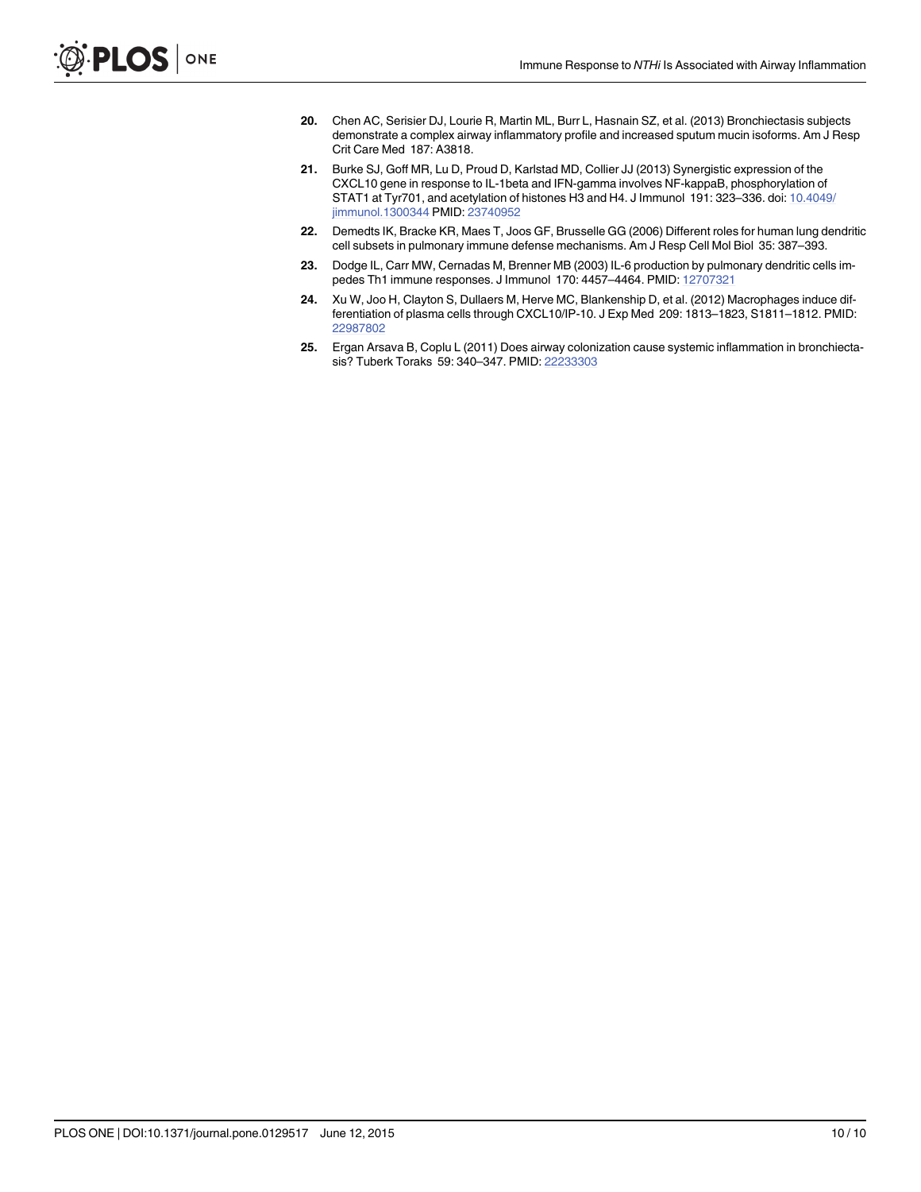20. Chen AC, Serisier DJ, Lourie R, Martin ML, Burr L, Hasnain SZ, et al. (2013) Bronchiectasis subjects demonstrate a complex airway inflammatory profile and increased sputum mucin isoforms. Am J Resp Crit Care Med 187: A3818.

21. Burke SJ, Goff MR, Lu D, Proud D, Karlstad MD, Collier JJ (2013) Synergistic expression of the CXCL10 gene in response to IL-1beta and IFN-gamma involves NF-kappaB, phosphorylation of STAT1 at Tyr701, and acetylation of histones H3 and H4. J Immunol 191: 323–336. doi: 10.4049/jimmunol.1300344 PMID: 23740952

22. Demedts IK, Bracke KR, Maes T, Joos GF, Brusselle GG (2006) Different roles for human lung dendritic cell subsets in pulmonary immune defense mechanisms. Am J Resp Cell Mol Biol 35: 387–393.

23. Dodge IL, Carr MW, Cernadas M, Brenner MB (2003) IL-6 production by pulmonary dendritic cells impedes Th1 immune responses. J Immunol 170: 4457–4464. PMID: 12707321

24. Xu W, Joo H, Clayton S, Dullaers M, Herve MC, Blankenship D, et al. (2012) Macrophages induce differentiation of plasma cells through CXCL10/IP-10. J Exp Med 209: 1813–1823, S1811–1812. PMID: 22987802

25. Ergan Arsava B, Coplu L (2011) Does airway colonization cause systemic inflammation in bronchiectasis? Tuberk Toraks 59: 340–347. PMID: 22233303